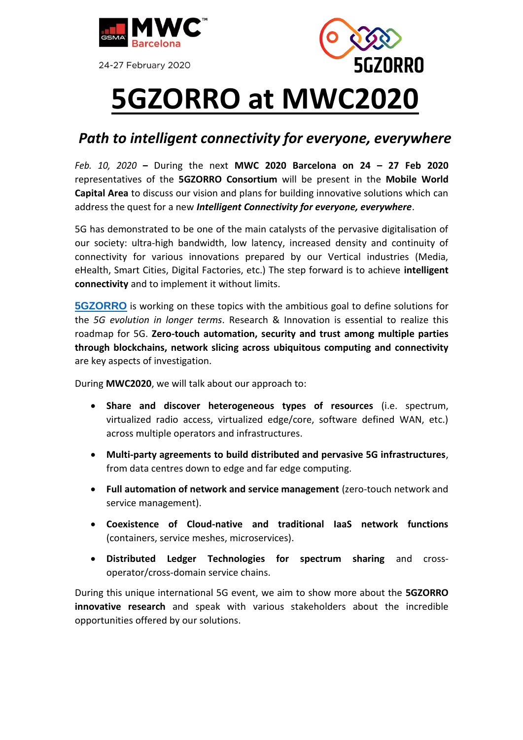MWC Barcelona

24-27 February 2020

# 5GZORRO at MWC2020

## *Path to intelligent connectivity for everyone, everywhere*

*Feb. 10, 2020* **–** During the next **MWC 2020 Barcelona on 24 – 27 Feb 2020** representatives of the **5GZORRO Consortium** will be present in the **Mobile World Capital Area** to discuss our vision and plans for building innovative solutions which can address the quest for a new ***Intelligent Connectivity for everyone, everywhere***.

5G has demonstrated to be one of the main catalysts of the pervasive digitalisation of our society: ultra-high bandwidth, low latency, increased density and continuity of connectivity for various innovations prepared by our Vertical industries (Media, eHealth, Smart Cities, Digital Factories, etc.) The step forward is to achieve **intelligent connectivity** and to implement it without limits.

**5GZORRO** is working on these topics with the ambitious goal to define solutions for the *5G evolution in longer terms*. Research & Innovation is essential to realize this roadmap for 5G. **Zero-touch automation, security and trust among multiple parties through blockchains, network slicing across ubiquitous computing and connectivity** are key aspects of investigation.

During **MWC2020**, we will talk about our approach to:

- **Share and discover heterogeneous types of resources** (i.e. spectrum, virtualized radio access, virtualized edge/core, software defined WAN, etc.) across multiple operators and infrastructures.
- **Multi-party agreements to build distributed and pervasive 5G infrastructures**, from data centres down to edge and far edge computing.
- **Full automation of network and service management** (zero-touch network and service management).
- **Coexistence of Cloud-native and traditional IaaS network functions** (containers, service meshes, microservices).
- **Distributed Ledger Technologies for spectrum sharing** and cross-operator/cross-domain service chains.

During this unique international 5G event, we aim to show more about the **5GZORRO innovative research** and speak with various stakeholders about the incredible opportunities offered by our solutions.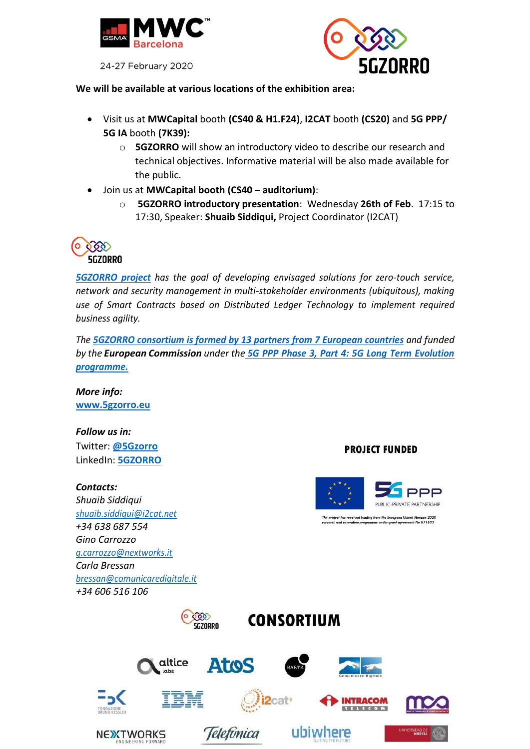24-27 February 2020

**We will be available at various locations of the exhibition area:**

- Visit us at **MWCapital** booth **(CS40 & H1.F24)**, **I2CAT** booth **(CS20)** and **5G PPP/ 5G IA** booth **(7K39):**
  - **5GZORRO** will show an introductory video to describe our research and technical objectives. Informative material will be also made available for the public.
- Join us at **MWCapital booth (CS40 – auditorium)**:
  - **5GZORRO introductory presentation**: Wednesday **26th of Feb**. 17:15 to 17:30, Speaker: **Shuaib Siddiqui,** Project Coordinator (I2CAT)

*5GZORRO project has the goal of developing envisaged solutions for zero-touch service, network and security management in multi-stakeholder environments (ubiquitous), making use of Smart Contracts based on Distributed Ledger Technology to implement required business agility.*

*The 5GZORRO consortium is formed by 13 partners from 7 European countries and funded by the **European Commission** under the 5G PPP Phase 3, Part 4: 5G Long Term Evolution programme.*

***More info:***
www.5gzorro.eu

***Follow us in:***
Twitter: @5Gzorro
LinkedIn: 5GZORRO

***Contacts:***
*Shuaib Siddiqui*
*shuaib.siddiqui@i2cat.net*
*+34 638 687 554*
*Gino Carrozzo*
*g.carrozzo@nextworks.it*
*Carla Bressan*
*bressan@comunicaredigitale.it*
*+34 606 516 106*

**PROJECT FUNDED**

This project has received funding from the European Union's Horizon 2020 research and innovation programme under grant agreement No 871533

**CONSORTIUM**